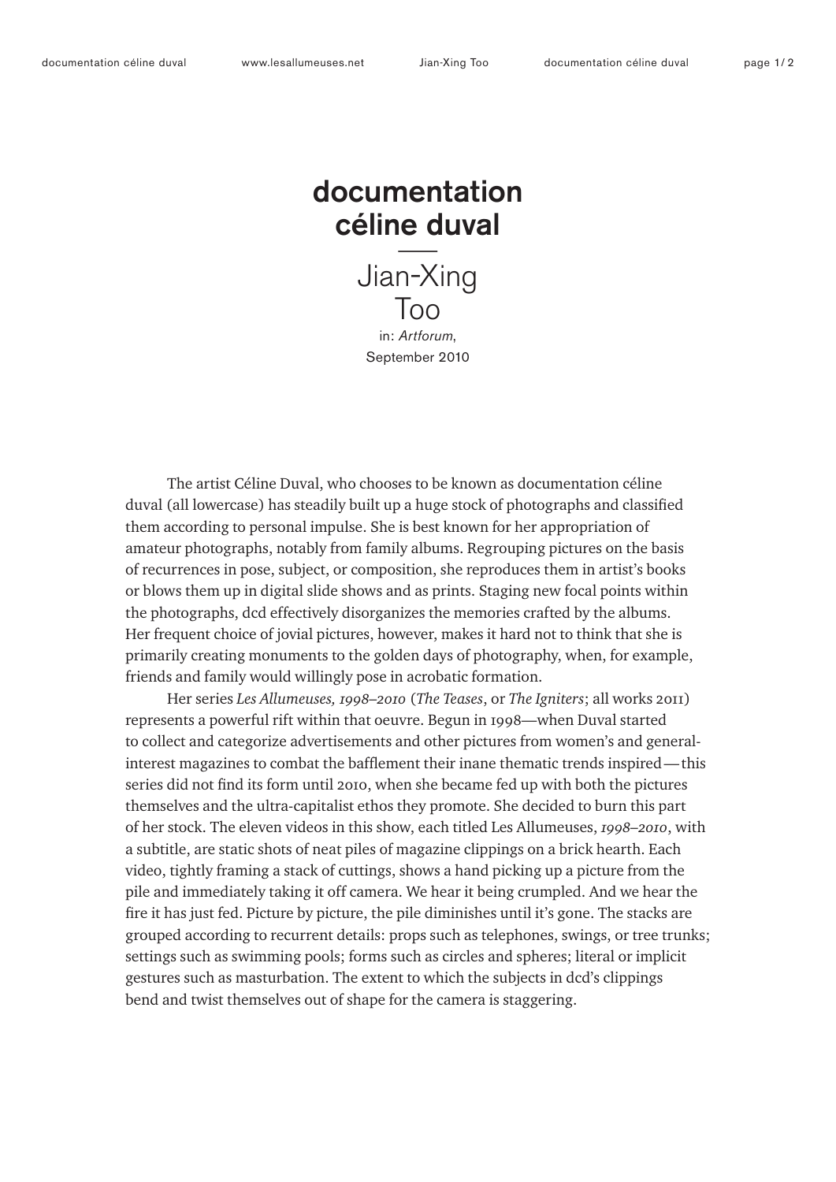# documentation céline duval

## Jian-Xing Too

in: *Artforum*, September 2010

The artist Céline Duval, who chooses to be known as documentation céline duval (all lowercase) has steadily built up a huge stock of photographs and classified them according to personal impulse. She is best known for her appropriation of amateur photographs, notably from family albums. Regrouping pictures on the basis of recurrences in pose, subject, or composition, she reproduces them in artist's books or blows them up in digital slide shows and as prints. Staging new focal points within the photographs, dcd effectively disorganizes the memories crafted by the albums. Her frequent choice of jovial pictures, however, makes it hard not to think that she is primarily creating monuments to the golden days of photography, when, for example, friends and family would willingly pose in acrobatic formation.

Her series *Les Allumeuses, 1998–2010* (*The Teases*, or *The Igniters*; all works 2011) represents a powerful rift within that oeuvre. Begun in 1998—when Duval started to collect and categorize advertisements and other pictures from women's and general-interest magazines to combat the bafflement their inane thematic trends inspired — this series did not find its form until 2010, when she became fed up with both the pictures themselves and the ultra-capitalist ethos they promote. She decided to burn this part of her stock. The eleven videos in this show, each titled Les Allumeuses, *1998–2010*, with a subtitle, are static shots of neat piles of magazine clippings on a brick hearth. Each video, tightly framing a stack of cuttings, shows a hand picking up a picture from the pile and immediately taking it off camera. We hear it being crumpled. And we hear the fire it has just fed. Picture by picture, the pile diminishes until it's gone. The stacks are grouped according to recurrent details: props such as telephones, swings, or tree trunks; settings such as swimming pools; forms such as circles and spheres; literal or implicit gestures such as masturbation. The extent to which the subjects in dcd's clippings bend and twist themselves out of shape for the camera is staggering.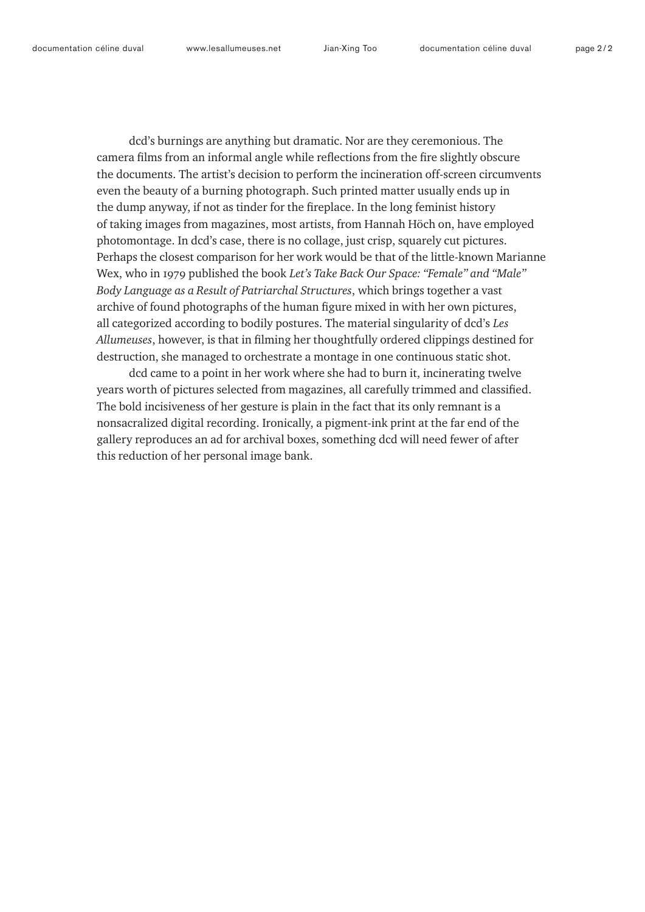dcd's burnings are anything but dramatic. Nor are they ceremonious. The camera films from an informal angle while reflections from the fire slightly obscure the documents. The artist's decision to perform the incineration off-screen circumvents even the beauty of a burning photograph. Such printed matter usually ends up in the dump anyway, if not as tinder for the fireplace. In the long feminist history of taking images from magazines, most artists, from Hannah Höch on, have employed photomontage. In dcd's case, there is no collage, just crisp, squarely cut pictures. Perhaps the closest comparison for her work would be that of the little-known Marianne Wex, who in 1979 published the book *Let's Take Back Our Space: "Female" and "Male" Body Language as a Result of Patriarchal Structures*, which brings together a vast archive of found photographs of the human figure mixed in with her own pictures, all categorized according to bodily postures. The material singularity of dcd's *Les Allumeuses*, however, is that in filming her thoughtfully ordered clippings destined for destruction, she managed to orchestrate a montage in one continuous static shot.

dcd came to a point in her work where she had to burn it, incinerating twelve years worth of pictures selected from magazines, all carefully trimmed and classified. The bold incisiveness of her gesture is plain in the fact that its only remnant is a nonsacralized digital recording. Ironically, a pigment-ink print at the far end of the gallery reproduces an ad for archival boxes, something dcd will need fewer of after this reduction of her personal image bank.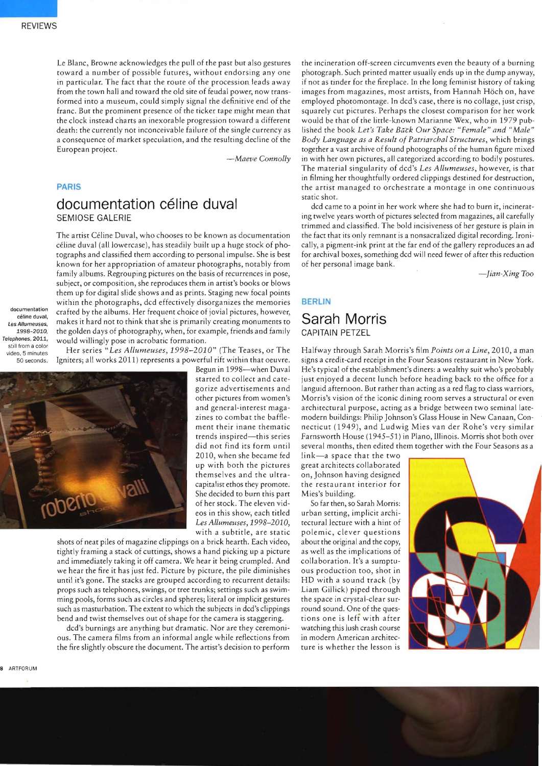Le Blanc, Browne acknowledges the pull of the past but also gestures toward a number of possible futures, without endorsing any one in particular. The fact that the route of the procession leads away from the town hall and toward the old site of feudal power, now transformed into a museum, could simply signal the definitive end of the franc. But the prominent presence of the ticker tape might mean that the clock instead charts an inexorable progression toward a different death: the currently not inconceivable failure of the single currency as a consequence of market speculation, and the resulting decline of the European project.

—*Maeve Connolly*

PARIS

## documentation céline duval

SEMIOSE GALERIE

The artist Céline Duval, who chooses to be known as documentation céline duval (all lowercase), has steadily built up a huge stock of photographs and classified them according to personal impulse. She is best known for her appropriation of amateur photographs, notably from family albums. Regrouping pictures on the basis of recurrences in pose, subject, or composition, she reproduces them in artist's books or blows them up for digital slide shows and as prints. Staging new focal points within the photographs, dcd effectively disorganizes the memories crafted by the albums. Her frequent choice of jovial pictures, however, makes it hard not to think that she is primarily creating monuments to the golden days of photography, when, for example, friends and family would willingly pose in acrobatic formation.

documentation céline duval, *Les Allumeuses, 1998–2010, Telephones*, 2011, still from a color video, 5 minutes 50 seconds.

Her series "*Les Allumeuses, 1998–2010*" (The Teases, or The Igniters; all works 2011) represents a powerful rift within that oeuvre. Begun in 1998—when Duval started to collect and categorize advertisements and other pictures from women's and general-interest magazines to combat the bafflement their inane thematic trends inspired—this series did not find its form until 2010, when she became fed up with both the pictures themselves and the ultracapitalist ethos they promote. She decided to burn this part of her stock. The eleven videos in this show, each titled *Les Allumeuses, 1998–2010*, with a subtitle, are static shots of neat piles of magazine clippings on a brick hearth. Each video, tightly framing a stack of cuttings, shows a hand picking up a picture and immediately taking it off camera. We hear it being crumpled. And we hear the fire it has just fed. Picture by picture, the pile diminishes until it's gone. The stacks are grouped according to recurrent details: props such as telephones, swings, or tree trunks; settings such as swimming pools, forms such as circles and spheres; literal or implicit gestures such as masturbation. The extent to which the subjects in dcd's clippings bend and twist themselves out of shape for the camera is staggering.

dcd's burnings are anything but dramatic. Nor are they ceremonious. The camera films from an informal angle while reflections from the fire slightly obscure the document. The artist's decision to perform the incineration off-screen circumvents even the beauty of a burning photograph. Such printed matter usually ends up in the dump anyway, if not as tinder for the fireplace. In the long feminist history of taking images from magazines, most artists, from Hannah Höch on, have employed photomontage. In dcd's case, there is no collage, just crisp, squarely cut pictures. Perhaps the closest comparison for her work would be that of the little-known Marianne Wex, who in 1979 published the book *Let's Take Back Our Space: "Female" and "Male" Body Language as a Result of Patriarchal Structures*, which brings together a vast archive of found photographs of the human figure mixed in with her own pictures, all categorized according to bodily postures. The material singularity of dcd's *Les Allumeuses*, however, is that in filming her thoughtfully ordered clippings destined for destruction, the artist managed to orchestrate a montage in one continuous static shot.

dcd came to a point in her work where she had to burn it, incinerating twelve years worth of pictures selected from magazines, all carefully trimmed and classified. The bold incisiveness of her gesture is plain in the fact that its only remnant is a nonsacralized digital recording. Ironically, a pigment-ink print at the far end of the gallery reproduces an ad for archival boxes, something dcd will need fewer of after this reduction of her personal image bank.

—*Jian-Xing Too*

BERLIN

## Sarah Morris

CAPITAIN PETZEL

Halfway through Sarah Morris's film *Points on a Line*, 2010, a man signs a credit-card receipt in the Four Seasons restaurant in New York. He's typical of the establishment's diners: a wealthy suit who's probably just enjoyed a decent lunch before heading back to the office for a languid afternoon. But rather than acting as a red flag to class warriors, Morris's vision of the iconic dining room serves a structural or even architectural purpose, acting as a bridge between two seminal late-modern buildings: Philip Johnson's Glass House in New Canaan, Connecticut (1949), and Ludwig Mies van der Rohe's very similar Farnsworth House (1945–51) in Plano, Illinois. Morris shot both over several months, then edited them together with the Four Seasons as a link—a space that the two great architects collaborated on, Johnson having designed the restaurant interior for Mies's building.

So far then, so Sarah Morris: urban setting, implicit architectural lecture with a hint of polemic, clever questions about the original and the copy, as well as the implications of collaboration. It's a sumptuous production too, shot in HD with a sound track (by Liam Gillick) piped through the space in crystal-clear surround sound. One of the questions one is left with after watching this lush crash course in modern American architecture is whether the lesson is